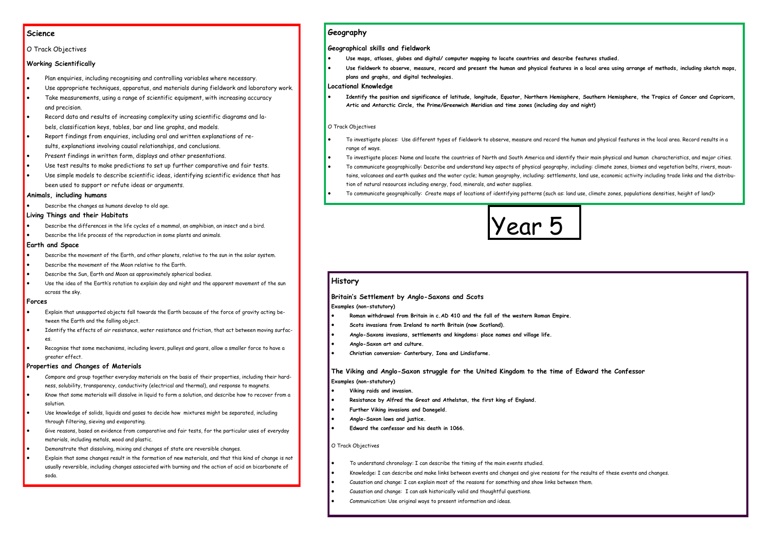# Year 5

## Science

O Track Objectives

### Working Scientifically

- Plan enquiries, including recognising and controlling variables where necessary.
- Use appropriate techniques, apparatus, and materials during fieldwork and laboratory work.
- Take measurements, using a range of scientific equipment, with increasing accuracy and precision.
- Record data and results of increasing complexity using scientific diagrams and labels, classification keys, tables, bar and line graphs, and models.
- Report findings from enquiries, including oral and written explanations of results, explanations involving causal relationships, and conclusions.
- Present findings in written form, displays and other presentations.
- Use test results to make predictions to set up further comparative and fair tests.
- Use simple models to describe scientific ideas, identifying scientific evidence that has been used to support or refute ideas or arguments.

### Animals, including humans

- Describe the changes as humans develop to old age.

### Living Things and their Habitats

- Describe the differences in the life cycles of a mammal, an amphibian, an insect and a bird.
- Describe the life process of the reproduction in some plants and animals.

### Earth and Space

- Describe the movement of the Earth, and other planets, relative to the sun in the solar system.
- Describe the movement of the Moon relative to the Earth.
- Describe the Sun, Earth and Moon as approximately spherical bodies.
- Use the idea of the Earth's rotation to explain day and night and the apparent movement of the sun across the sky.

### Forces

- Explain that unsupported objects fall towards the Earth because of the force of gravity acting between the Earth and the falling object.
- Identify the effects of air resistance, water resistance and friction, that act between moving surfaces.
- Recognise that some mechanisms, including levers, pulleys and gears, allow a smaller force to have a greater effect.

### Properties and Changes of Materials

- Compare and group together everyday materials on the basis of their properties, including their hardness, solubility, transparency, conductivity (electrical and thermal), and response to magnets.
- Know that some materials will dissolve in liquid to form a solution, and describe how to recover from a solution.
- Use knowledge of solids, liquids and gases to decide how mixtures might be separated, including through filtering, sieving and evaporating.
- Give reasons, based on evidence from comparative and fair tests, for the particular uses of everyday materials, including metals, wood and plastic.
- Demonstrate that dissolving, mixing and changes of state are reversible changes.
- Explain that some changes result in the formation of new materials, and that this kind of change is not usually reversible, including changes associated with burning and the action of acid on bicarbonate of soda.

## Geography

### Geographical skills and fieldwork

- **Use maps, atlases, globes and digital/ computer mapping to locate countries and describe features studied.**
- **Use fieldwork to observe, measure, record and present the human and physical features in a local area using arrange of methods, including sketch maps, plans and graphs, and digital technologies.**

### Locational Knowledge

- **Identify the position and significance of latitude, longitude, Equator, Northern Hemisphere, Southern Hemisphere, the Tropics of Cancer and Capricorn, Artic and Antarctic Circle, the Prime/Greenwich Meridian and time zones (including day and night)**

O Track Objectives

- To investigate places: Use different types of fieldwork to observe, measure and record the human and physical features in the local area. Record results in a range of ways.
- To investigate places: Name and locate the countries of North and South America and identify their main physical and human characteristics, and major cities.
- To communicate geographically: Describe and understand key aspects of physical geography, including: climate zones, biomes and vegetation belts, rivers, mountains, volcanoes and earth quakes and the water cycle; human geography, including: settlements, land use, economic activity including trade links and the distribution of natural resources including energy, food, minerals, and water supplies.
- To communicate geographically: Create maps of locations of identifying patterns (such as: land use, climate zones, populations densities, height of land)>

## History

### Britain's Settlement by Anglo-Saxons and Scots

**Examples (non-statutory)**

- **Roman withdrawal from Britain in c.AD 410 and the fall of the western Roman Empire.**
- **Scots invasions from Ireland to north Britain (now Scotland).**
- **Anglo-Saxons invasions, settlements and kingdoms: place names and village life.**
- **Anglo-Saxon art and culture.**
- **Christian conversion– Canterbury, Iona and Lindisfarne.**

### The Viking and Anglo-Saxon struggle for the United Kingdom to the time of Edward the Confessor

**Examples (non-statutory)**

- **Viking raids and invasion.**
- **Resistance by Alfred the Great and Athelstan, the first king of England.**
- **Further Viking invasions and Danegeld.**
- **Anglo-Saxon laws and justice.**
- **Edward the confessor and his death in 1066.**

O Track Objectives

- To understand chronology: I can describe the timing of the main events studied.
- Knowledge: I can describe and make links between events and changes and give reasons for the results of these events and changes.
- Causation and change: I can explain most of the reasons for something and show links between them.
- Causation and change: I can ask historically valid and thoughtful questions.
- Communication: Use original ways to present information and ideas.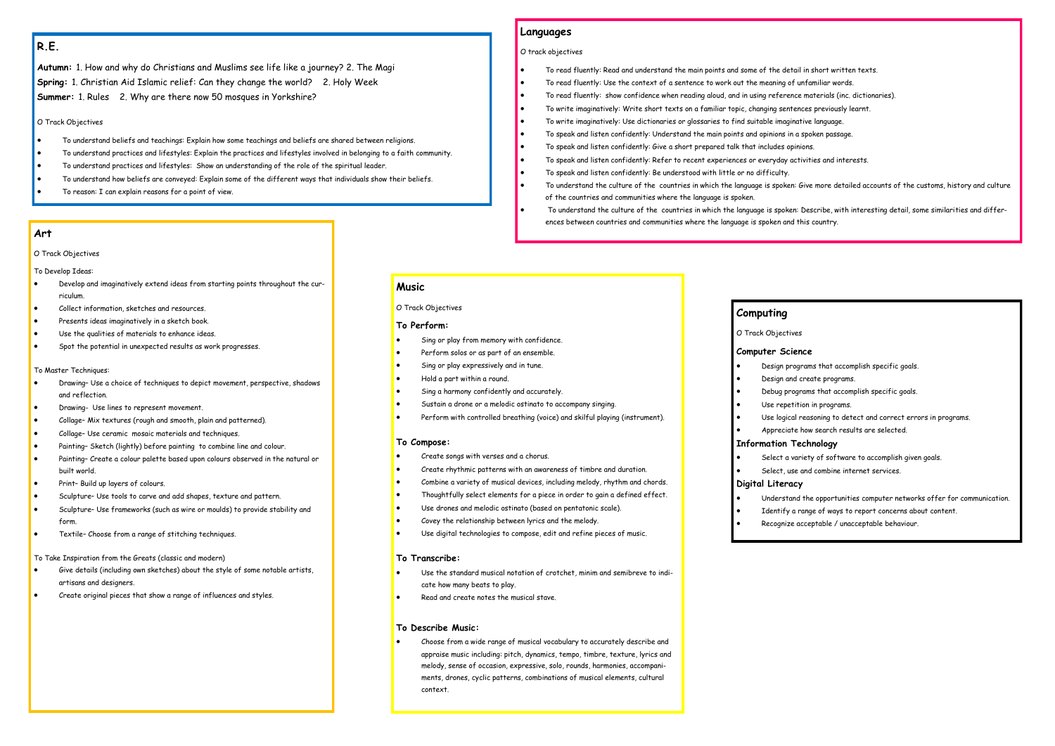## R.E.

**Autumn:** 1. How and why do Christians and Muslims see life like a journey? 2. The Magi

**Spring:** 1. Christian Aid Islamic relief: Can they change the world? 2. Holy Week

**Summer:** 1. Rules 2. Why are there now 50 mosques in Yorkshire?

O Track Objectives

- To understand beliefs and teachings: Explain how some teachings and beliefs are shared between religions.
- To understand practices and lifestyles: Explain the practices and lifestyles involved in belonging to a faith community.
- To understand practices and lifestyles: Show an understanding of the role of the spiritual leader.
- To understand how beliefs are conveyed: Explain some of the different ways that individuals show their beliefs.
- To reason: I can explain reasons for a point of view.

## Languages

O track objectives

- To read fluently: Read and understand the main points and some of the detail in short written texts.
- To read fluently: Use the context of a sentence to work out the meaning of unfamiliar words.
- To read fluently: show confidence when reading aloud, and in using reference materials (inc. dictionaries).
- To write imaginatively: Write short texts on a familiar topic, changing sentences previously learnt.
- To write imaginatively: Use dictionaries or glossaries to find suitable imaginative language.
- To speak and listen confidently: Understand the main points and opinions in a spoken passage.
- To speak and listen confidently: Give a short prepared talk that includes opinions.
- To speak and listen confidently: Refer to recent experiences or everyday activities and interests.
- To speak and listen confidently: Be understood with little or no difficulty.
- To understand the culture of the countries in which the language is spoken: Give more detailed accounts of the customs, history and culture of the countries and communities where the language is spoken.
- To understand the culture of the countries in which the language is spoken: Describe, with interesting detail, some similarities and differences between countries and communities where the language is spoken and this country.

## Art

O Track Objectives

To Develop Ideas:

- Develop and imaginatively extend ideas from starting points throughout the curriculum.
- Collect information, sketches and resources.
- Presents ideas imaginatively in a sketch book.
- Use the qualities of materials to enhance ideas.
- Spot the potential in unexpected results as work progresses.

To Master Techniques:

- Drawing– Use a choice of techniques to depict movement, perspective, shadows and reflection.
- Drawing- Use lines to represent movement.
- Collage– Mix textures (rough and smooth, plain and patterned).
- Collage– Use ceramic mosaic materials and techniques.
- Painting– Sketch (lightly) before painting to combine line and colour.
- Painting– Create a colour palette based upon colours observed in the natural or built world.
- Print– Build up layers of colours.
- Sculpture– Use tools to carve and add shapes, texture and pattern.
- Sculpture– Use frameworks (such as wire or moulds) to provide stability and form.
- Textile– Choose from a range of stitching techniques.

To Take Inspiration from the Greats (classic and modern)

- Give details (including own sketches) about the style of some notable artists, artisans and designers.
- Create original pieces that show a range of influences and styles.

## Music

O Track Objectives

### To Perform:

- Sing or play from memory with confidence.
- Perform solos or as part of an ensemble.
- Sing or play expressively and in tune.
- Hold a part within a round.
- Sing a harmony confidently and accurately.
- Sustain a drone or a melodic ostinato to accompany singing.
- Perform with controlled breathing (voice) and skilful playing (instrument).

### To Compose:

- Create songs with verses and a chorus.
- Create rhythmic patterns with an awareness of timbre and duration.
- Combine a variety of musical devices, including melody, rhythm and chords.
- Thoughtfully select elements for a piece in order to gain a defined effect.
- Use drones and melodic ostinato (based on pentatonic scale).
- Covey the relationship between lyrics and the melody.
- Use digital technologies to compose, edit and refine pieces of music.

### To Transcribe:

- Use the standard musical notation of crotchet, minim and semibreve to indicate how many beats to play.
- Read and create notes the musical stave.

### To Describe Music:

- Choose from a wide range of musical vocabulary to accurately describe and appraise music including: pitch, dynamics, tempo, timbre, texture, lyrics and melody, sense of occasion, expressive, solo, rounds, harmonies, accompaniments, drones, cyclic patterns, combinations of musical elements, cultural context.

## Computing

O Track Objectives

### Computer Science

- Design programs that accomplish specific goals.
- Design and create programs.
- Debug programs that accomplish specific goals.
- Use repetition in programs.
- Use logical reasoning to detect and correct errors in programs.
- Appreciate how search results are selected.

### Information Technology

- Select a variety of software to accomplish given goals.
- Select, use and combine internet services.

### Digital Literacy

- Understand the opportunities computer networks offer for communication.
- Identify a range of ways to report concerns about content.
- Recognize acceptable / unacceptable behaviour.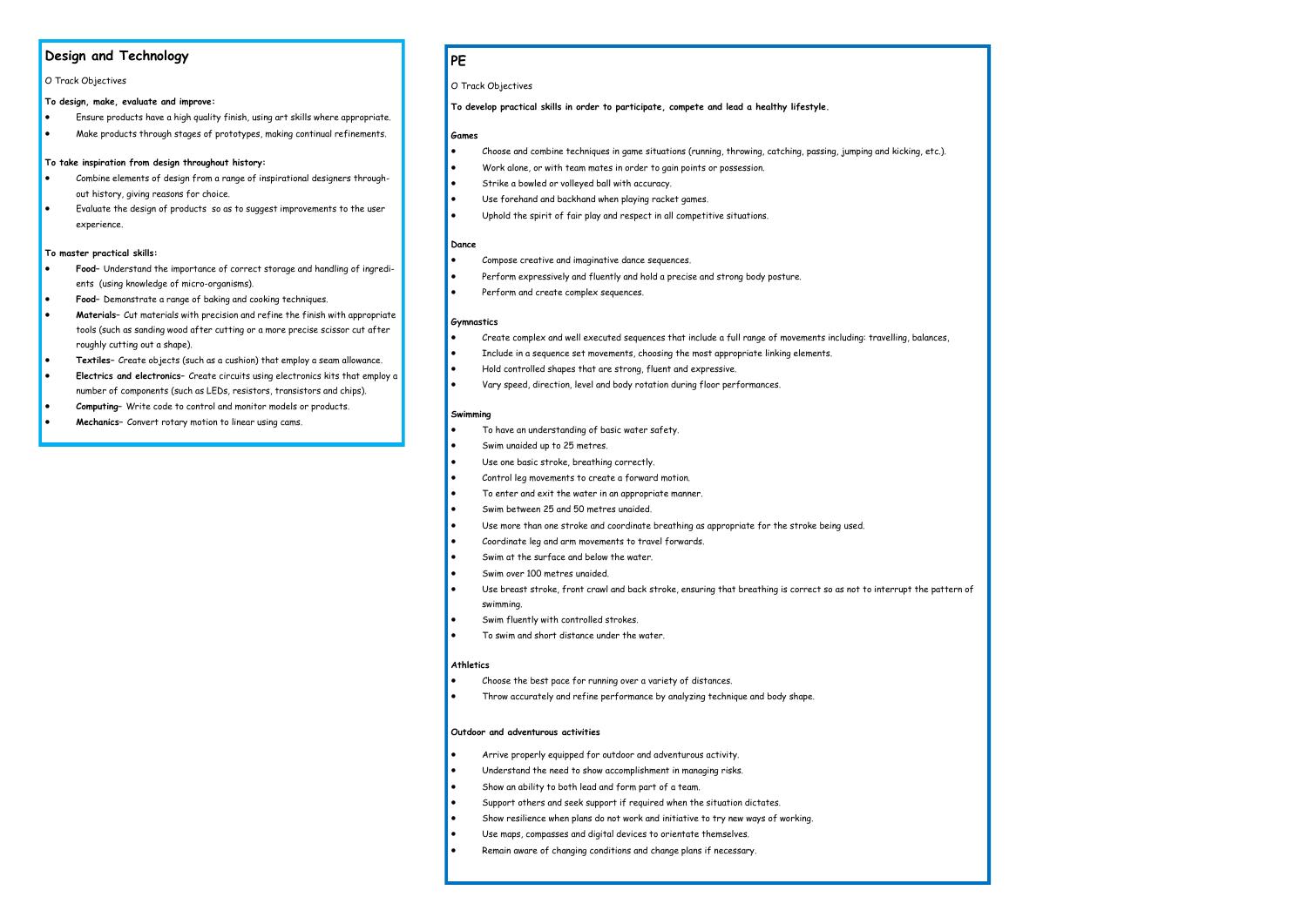## Design and Technology

O Track Objectives

**To design, make, evaluate and improve:**

- Ensure products have a high quality finish, using art skills where appropriate.
- Make products through stages of prototypes, making continual refinements.

**To take inspiration from design throughout history:**

- Combine elements of design from a range of inspirational designers throughout history, giving reasons for choice.
- Evaluate the design of products so as to suggest improvements to the user experience.

**To master practical skills:**

- **Food**– Understand the importance of correct storage and handling of ingredients (using knowledge of micro-organisms).
- **Food**– Demonstrate a range of baking and cooking techniques.
- **Materials**– Cut materials with precision and refine the finish with appropriate tools (such as sanding wood after cutting or a more precise scissor cut after roughly cutting out a shape).
- **Textiles**– Create objects (such as a cushion) that employ a seam allowance.
- **Electrics and electronics**– Create circuits using electronics kits that employ a number of components (such as LEDs, resistors, transistors and chips).
- **Computing**– Write code to control and monitor models or products.
- **Mechanics**– Convert rotary motion to linear using cams.

## PE

O Track Objectives

**To develop practical skills in order to participate, compete and lead a healthy lifestyle.**

**Games**

- Choose and combine techniques in game situations (running, throwing, catching, passing, jumping and kicking, etc.).
- Work alone, or with team mates in order to gain points or possession.
- Strike a bowled or volleyed ball with accuracy.
- Use forehand and backhand when playing racket games.
- Uphold the spirit of fair play and respect in all competitive situations.

**Dance**

- Compose creative and imaginative dance sequences.
- Perform expressively and fluently and hold a precise and strong body posture.
- Perform and create complex sequences.

**Gymnastics**

- Create complex and well executed sequences that include a full range of movements including: travelling, balances,
- Include in a sequence set movements, choosing the most appropriate linking elements.
- Hold controlled shapes that are strong, fluent and expressive.
- Vary speed, direction, level and body rotation during floor performances.

**Swimming**

- To have an understanding of basic water safety.
- Swim unaided up to 25 metres.
- Use one basic stroke, breathing correctly.
- Control leg movements to create a forward motion.
- To enter and exit the water in an appropriate manner.
- Swim between 25 and 50 metres unaided.
- Use more than one stroke and coordinate breathing as appropriate for the stroke being used.
- Coordinate leg and arm movements to travel forwards.
- Swim at the surface and below the water.
- Swim over 100 metres unaided.
- Use breast stroke, front crawl and back stroke, ensuring that breathing is correct so as not to interrupt the pattern of swimming.
- Swim fluently with controlled strokes.
- To swim and short distance under the water.

**Athletics**

- Choose the best pace for running over a variety of distances.
- Throw accurately and refine performance by analyzing technique and body shape.

**Outdoor and adventurous activities**

- Arrive properly equipped for outdoor and adventurous activity.
- Understand the need to show accomplishment in managing risks.
- Show an ability to both lead and form part of a team.
- Support others and seek support if required when the situation dictates.
- Show resilience when plans do not work and initiative to try new ways of working.
- Use maps, compasses and digital devices to orientate themselves.
- Remain aware of changing conditions and change plans if necessary.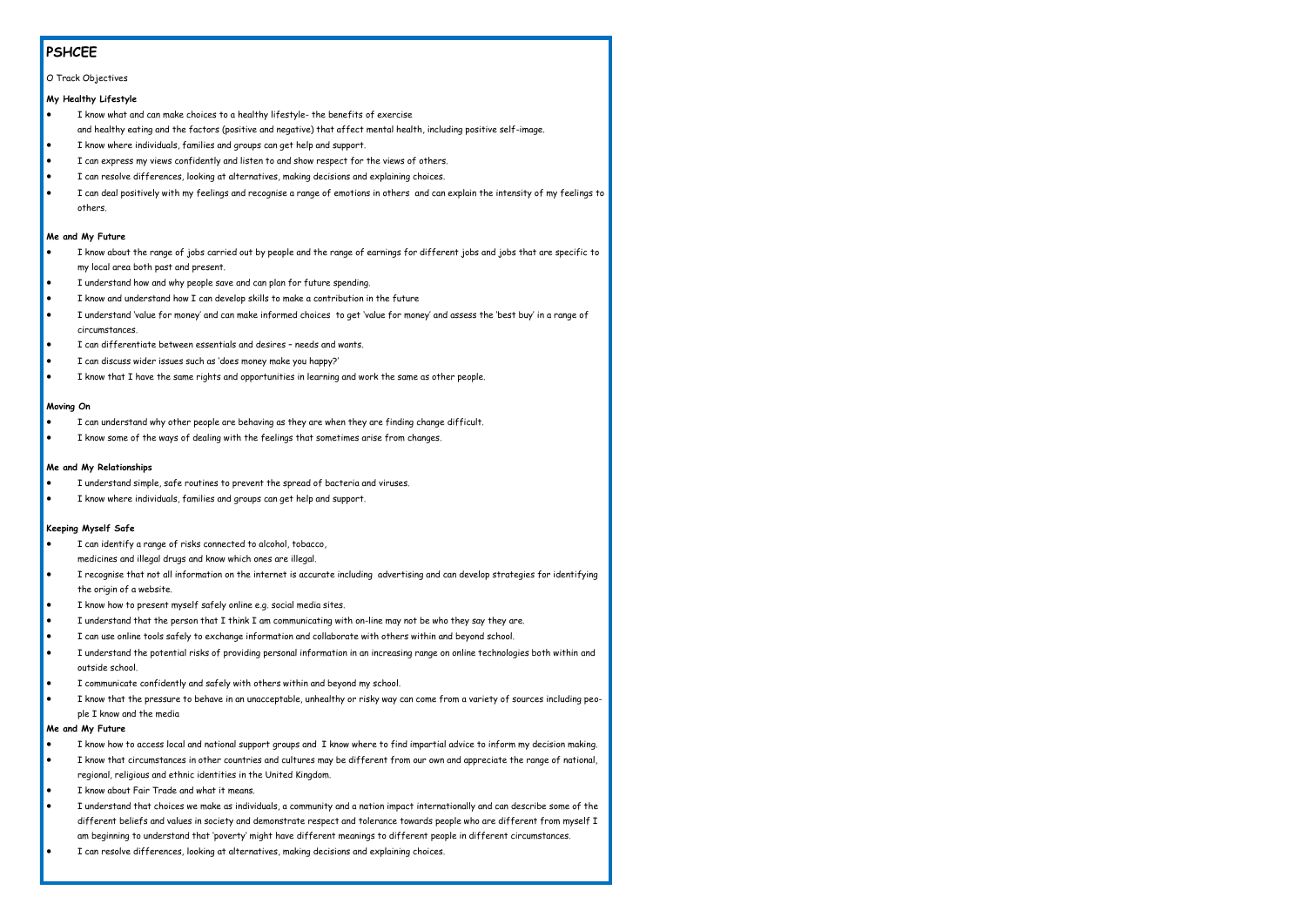# PSHCEE

O Track Objectives

**My Healthy Lifestyle**

- I know what and can make choices to a healthy lifestyle- the benefits of exercise and healthy eating and the factors (positive and negative) that affect mental health, including positive self-image.
- I know where individuals, families and groups can get help and support.
- I can express my views confidently and listen to and show respect for the views of others.
- I can resolve differences, looking at alternatives, making decisions and explaining choices.
- I can deal positively with my feelings and recognise a range of emotions in others and can explain the intensity of my feelings to others.

**Me and My Future**

- I know about the range of jobs carried out by people and the range of earnings for different jobs and jobs that are specific to my local area both past and present.
- I understand how and why people save and can plan for future spending.
- I know and understand how I can develop skills to make a contribution in the future
- I understand 'value for money' and can make informed choices to get 'value for money' and assess the 'best buy' in a range of circumstances.
- I can differentiate between essentials and desires – needs and wants.
- I can discuss wider issues such as 'does money make you happy?'
- I know that I have the same rights and opportunities in learning and work the same as other people.

**Moving On**

- I can understand why other people are behaving as they are when they are finding change difficult.
- I know some of the ways of dealing with the feelings that sometimes arise from changes.

**Me and My Relationships**

- I understand simple, safe routines to prevent the spread of bacteria and viruses.
- I know where individuals, families and groups can get help and support.

**Keeping Myself Safe**

- I can identify a range of risks connected to alcohol, tobacco, medicines and illegal drugs and know which ones are illegal.
- I recognise that not all information on the internet is accurate including advertising and can develop strategies for identifying the origin of a website.
- I know how to present myself safely online e.g. social media sites.
- I understand that the person that I think I am communicating with on-line may not be who they say they are.
- I can use online tools safely to exchange information and collaborate with others within and beyond school.
- I understand the potential risks of providing personal information in an increasing range on online technologies both within and outside school.
- I communicate confidently and safely with others within and beyond my school.
- I know that the pressure to behave in an unacceptable, unhealthy or risky way can come from a variety of sources including people I know and the media

**Me and My Future**

- I know how to access local and national support groups and I know where to find impartial advice to inform my decision making.
- I know that circumstances in other countries and cultures may be different from our own and appreciate the range of national, regional, religious and ethnic identities in the United Kingdom.
- I know about Fair Trade and what it means.
- I understand that choices we make as individuals, a community and a nation impact internationally and can describe some of the different beliefs and values in society and demonstrate respect and tolerance towards people who are different from myself I am beginning to understand that 'poverty' might have different meanings to different people in different circumstances.
- I can resolve differences, looking at alternatives, making decisions and explaining choices.